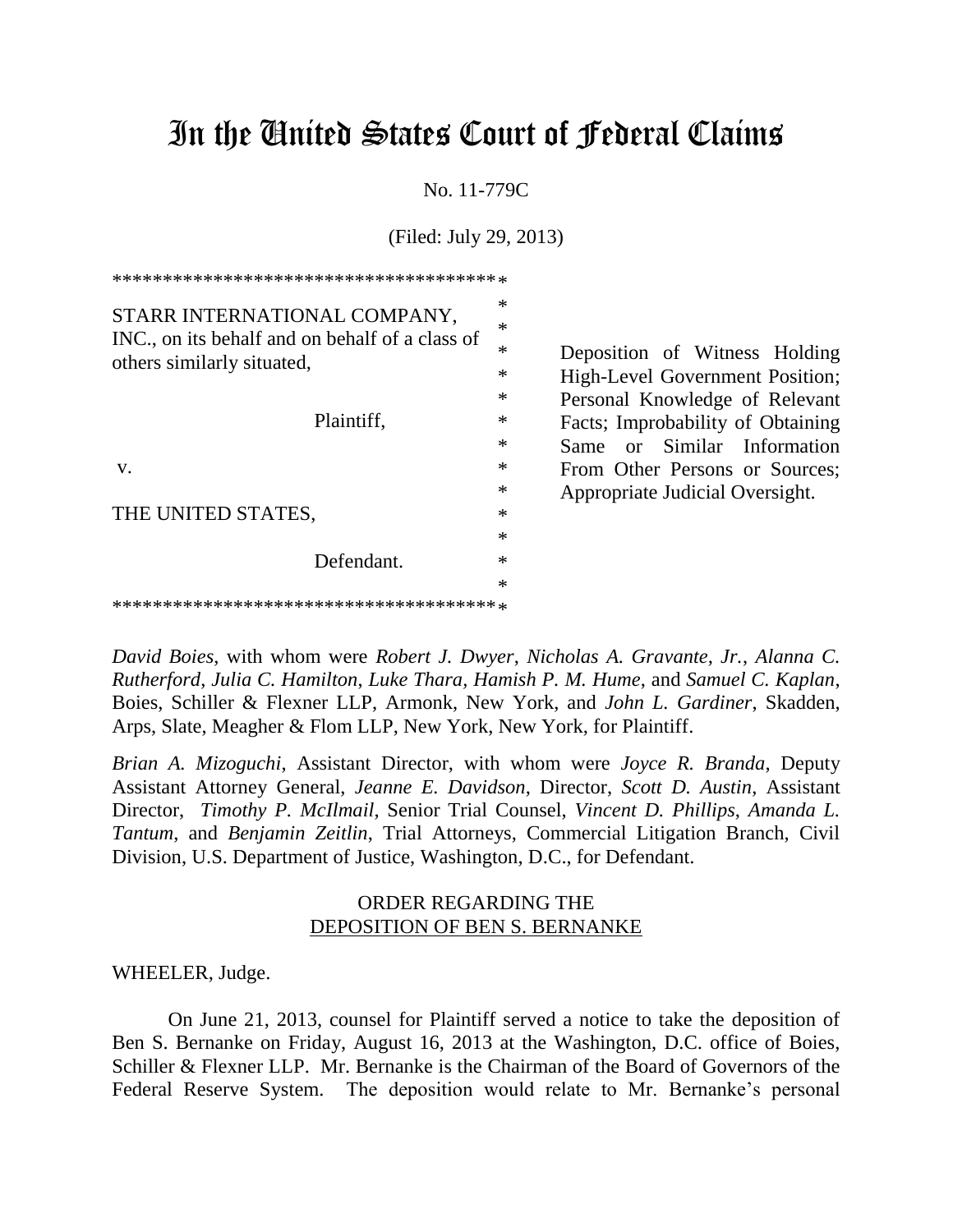# In the United States Court of Federal Claims

No. 11-779C

(Filed: July 29, 2013)

| | |
|---|---|
| STARR INTERNATIONAL COMPANY, INC., on its behalf and on behalf of a class of others similarly situated,<br><br>Plaintiff,<br><br>v.<br><br>THE UNITED STATES,<br><br>Defendant. | Deposition of Witness Holding High-Level Government Position; Personal Knowledge of Relevant Facts; Improbability of Obtaining Same or Similar Information From Other Persons or Sources; Appropriate Judicial Oversight. |

*David Boies*, with whom were *Robert J. Dwyer*, *Nicholas A. Gravante, Jr.*, *Alanna C. Rutherford*, *Julia C. Hamilton*, *Luke Thara*, *Hamish P. M. Hume*, and *Samuel C. Kaplan*, Boies, Schiller & Flexner LLP, Armonk, New York, and *John L. Gardiner*, Skadden, Arps, Slate, Meagher & Flom LLP, New York, New York, for Plaintiff.

*Brian A. Mizoguchi*, Assistant Director, with whom were *Joyce R. Branda*, Deputy Assistant Attorney General, *Jeanne E. Davidson*, Director, *Scott D. Austin*, Assistant Director, *Timothy P. McIlmail*, Senior Trial Counsel, *Vincent D. Phillips*, *Amanda L. Tantum*, and *Benjamin Zeitlin*, Trial Attorneys, Commercial Litigation Branch, Civil Division, U.S. Department of Justice, Washington, D.C., for Defendant.

## ORDER REGARDING THE DEPOSITION OF BEN S. BERNANKE

WHEELER, Judge.

On June 21, 2013, counsel for Plaintiff served a notice to take the deposition of Ben S. Bernanke on Friday, August 16, 2013 at the Washington, D.C. office of Boies, Schiller & Flexner LLP. Mr. Bernanke is the Chairman of the Board of Governors of the Federal Reserve System. The deposition would relate to Mr. Bernanke's personal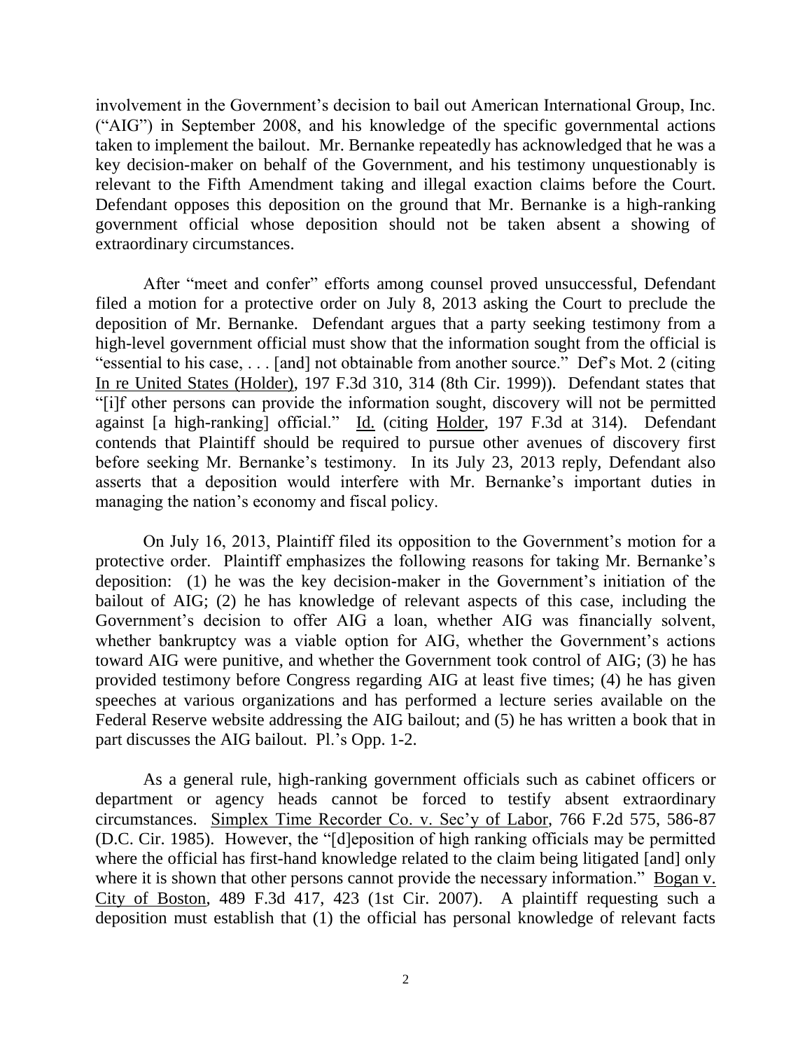involvement in the Government's decision to bail out American International Group, Inc. ("AIG") in September 2008, and his knowledge of the specific governmental actions taken to implement the bailout. Mr. Bernanke repeatedly has acknowledged that he was a key decision-maker on behalf of the Government, and his testimony unquestionably is relevant to the Fifth Amendment taking and illegal exaction claims before the Court. Defendant opposes this deposition on the ground that Mr. Bernanke is a high-ranking government official whose deposition should not be taken absent a showing of extraordinary circumstances.

After "meet and confer" efforts among counsel proved unsuccessful, Defendant filed a motion for a protective order on July 8, 2013 asking the Court to preclude the deposition of Mr. Bernanke. Defendant argues that a party seeking testimony from a high-level government official must show that the information sought from the official is "essential to his case, . . . [and] not obtainable from another source." Def's Mot. 2 (citing In re United States (Holder), 197 F.3d 310, 314 (8th Cir. 1999)). Defendant states that "[i]f other persons can provide the information sought, discovery will not be permitted against [a high-ranking] official." Id. (citing Holder, 197 F.3d at 314). Defendant contends that Plaintiff should be required to pursue other avenues of discovery first before seeking Mr. Bernanke's testimony. In its July 23, 2013 reply, Defendant also asserts that a deposition would interfere with Mr. Bernanke's important duties in managing the nation's economy and fiscal policy.

On July 16, 2013, Plaintiff filed its opposition to the Government's motion for a protective order. Plaintiff emphasizes the following reasons for taking Mr. Bernanke's deposition: (1) he was the key decision-maker in the Government's initiation of the bailout of AIG; (2) he has knowledge of relevant aspects of this case, including the Government's decision to offer AIG a loan, whether AIG was financially solvent, whether bankruptcy was a viable option for AIG, whether the Government's actions toward AIG were punitive, and whether the Government took control of AIG; (3) he has provided testimony before Congress regarding AIG at least five times; (4) he has given speeches at various organizations and has performed a lecture series available on the Federal Reserve website addressing the AIG bailout; and (5) he has written a book that in part discusses the AIG bailout. Pl.'s Opp. 1-2.

As a general rule, high-ranking government officials such as cabinet officers or department or agency heads cannot be forced to testify absent extraordinary circumstances. Simplex Time Recorder Co. v. Sec'y of Labor, 766 F.2d 575, 586-87 (D.C. Cir. 1985). However, the "[d]eposition of high ranking officials may be permitted where the official has first-hand knowledge related to the claim being litigated [and] only where it is shown that other persons cannot provide the necessary information." Bogan v. City of Boston, 489 F.3d 417, 423 (1st Cir. 2007). A plaintiff requesting such a deposition must establish that (1) the official has personal knowledge of relevant facts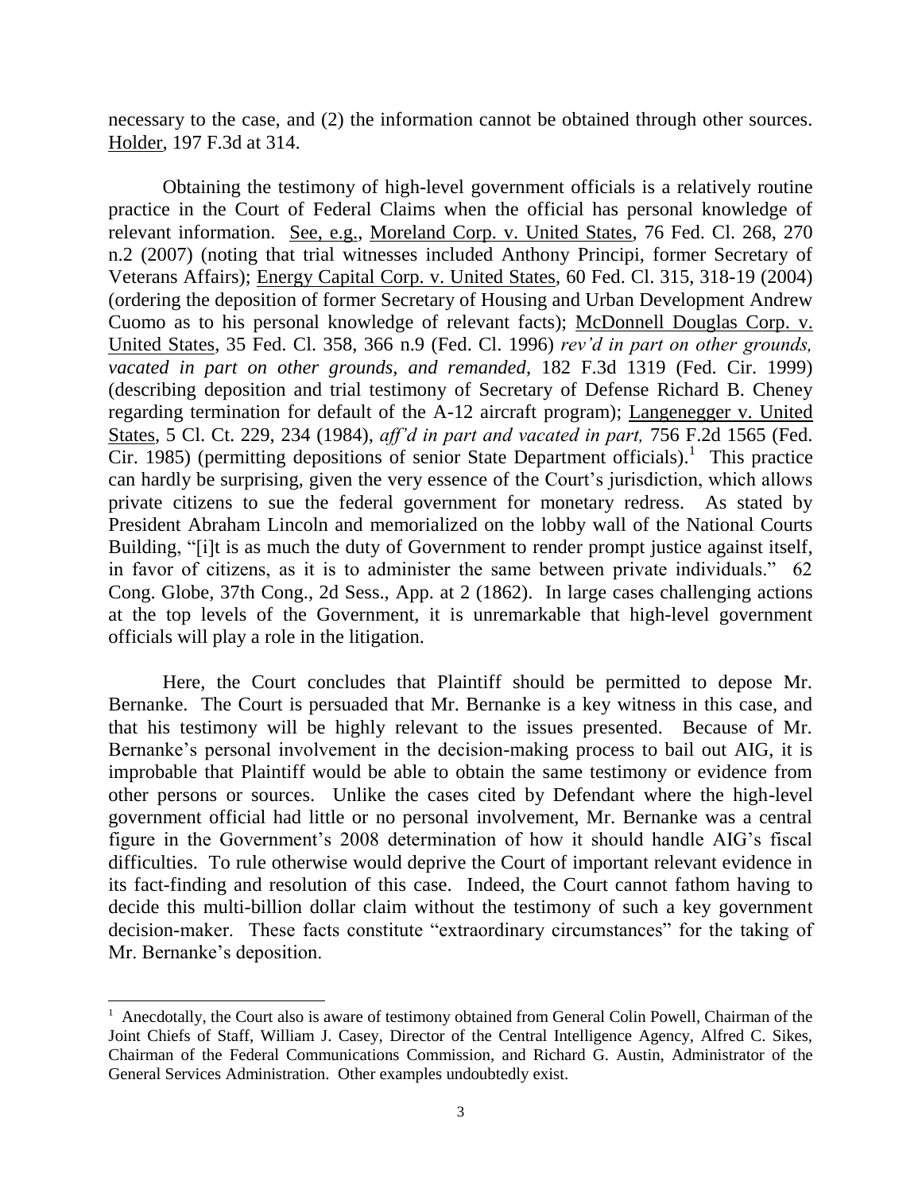necessary to the case, and (2) the information cannot be obtained through other sources. Holder, 197 F.3d at 314.

Obtaining the testimony of high-level government officials is a relatively routine practice in the Court of Federal Claims when the official has personal knowledge of relevant information. See, e.g., Moreland Corp. v. United States, 76 Fed. Cl. 268, 270 n.2 (2007) (noting that trial witnesses included Anthony Principi, former Secretary of Veterans Affairs); Energy Capital Corp. v. United States, 60 Fed. Cl. 315, 318-19 (2004) (ordering the deposition of former Secretary of Housing and Urban Development Andrew Cuomo as to his personal knowledge of relevant facts); McDonnell Douglas Corp. v. United States, 35 Fed. Cl. 358, 366 n.9 (Fed. Cl. 1996) *rev'd in part on other grounds, vacated in part on other grounds, and remanded*, 182 F.3d 1319 (Fed. Cir. 1999) (describing deposition and trial testimony of Secretary of Defense Richard B. Cheney regarding termination for default of the A-12 aircraft program); Langenegger v. United States, 5 Cl. Ct. 229, 234 (1984), *aff'd in part and vacated in part,* 756 F.2d 1565 (Fed. Cir. 1985) (permitting depositions of senior State Department officials).[1] This practice can hardly be surprising, given the very essence of the Court's jurisdiction, which allows private citizens to sue the federal government for monetary redress. As stated by President Abraham Lincoln and memorialized on the lobby wall of the National Courts Building, "[i]t is as much the duty of Government to render prompt justice against itself, in favor of citizens, as it is to administer the same between private individuals." 62 Cong. Globe, 37th Cong., 2d Sess., App. at 2 (1862). In large cases challenging actions at the top levels of the Government, it is unremarkable that high-level government officials will play a role in the litigation.

Here, the Court concludes that Plaintiff should be permitted to depose Mr. Bernanke. The Court is persuaded that Mr. Bernanke is a key witness in this case, and that his testimony will be highly relevant to the issues presented. Because of Mr. Bernanke's personal involvement in the decision-making process to bail out AIG, it is improbable that Plaintiff would be able to obtain the same testimony or evidence from other persons or sources. Unlike the cases cited by Defendant where the high-level government official had little or no personal involvement, Mr. Bernanke was a central figure in the Government's 2008 determination of how it should handle AIG's fiscal difficulties. To rule otherwise would deprive the Court of important relevant evidence in its fact-finding and resolution of this case. Indeed, the Court cannot fathom having to decide this multi-billion dollar claim without the testimony of such a key government decision-maker. These facts constitute "extraordinary circumstances" for the taking of Mr. Bernanke's deposition.

[1] Anecdotally, the Court also is aware of testimony obtained from General Colin Powell, Chairman of the Joint Chiefs of Staff, William J. Casey, Director of the Central Intelligence Agency, Alfred C. Sikes, Chairman of the Federal Communications Commission, and Richard G. Austin, Administrator of the General Services Administration. Other examples undoubtedly exist.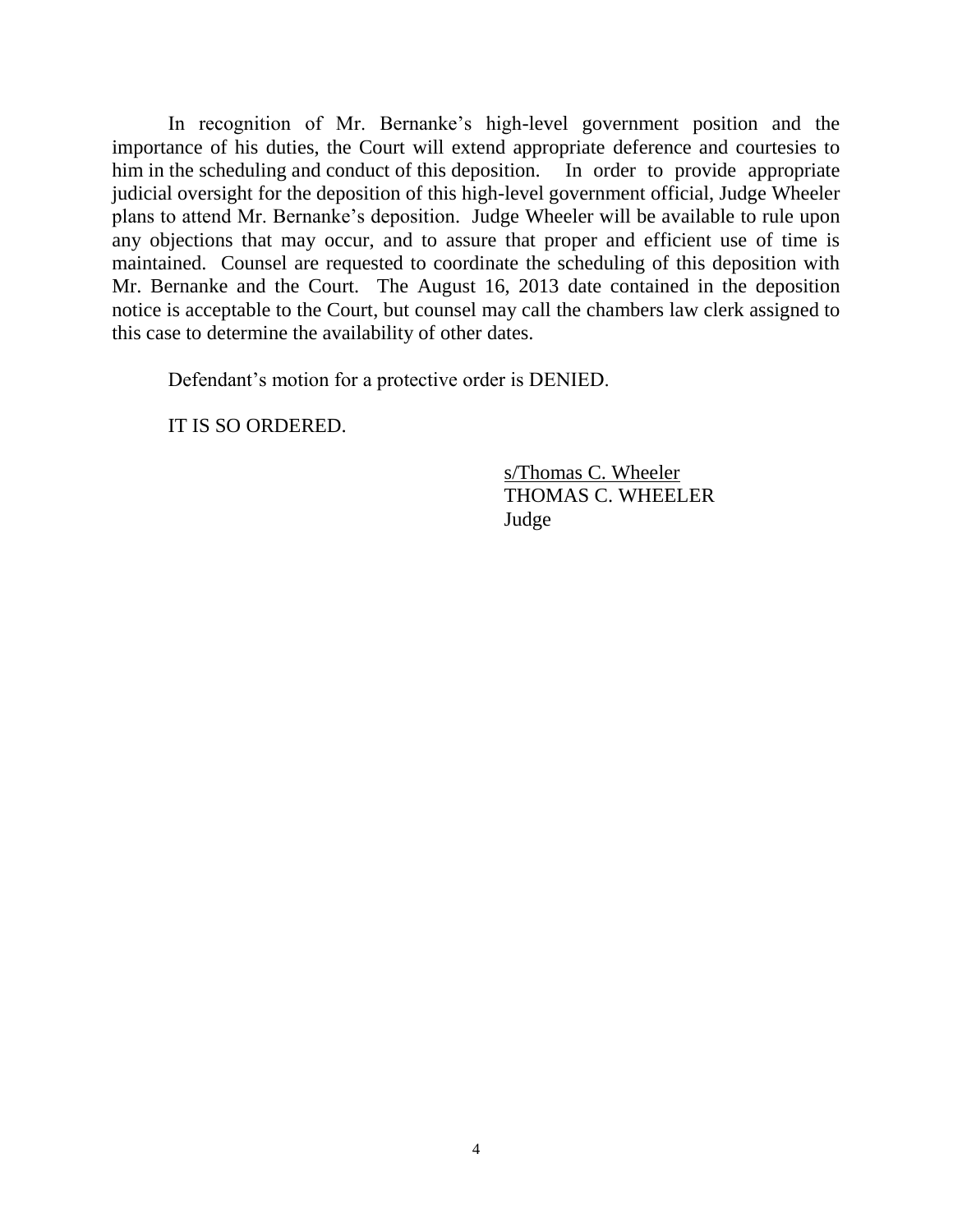In recognition of Mr. Bernanke's high-level government position and the importance of his duties, the Court will extend appropriate deference and courtesies to him in the scheduling and conduct of this deposition. In order to provide appropriate judicial oversight for the deposition of this high-level government official, Judge Wheeler plans to attend Mr. Bernanke's deposition. Judge Wheeler will be available to rule upon any objections that may occur, and to assure that proper and efficient use of time is maintained. Counsel are requested to coordinate the scheduling of this deposition with Mr. Bernanke and the Court. The August 16, 2013 date contained in the deposition notice is acceptable to the Court, but counsel may call the chambers law clerk assigned to this case to determine the availability of other dates.

Defendant's motion for a protective order is DENIED.

IT IS SO ORDERED.

s/Thomas C. Wheeler
THOMAS C. WHEELER
Judge